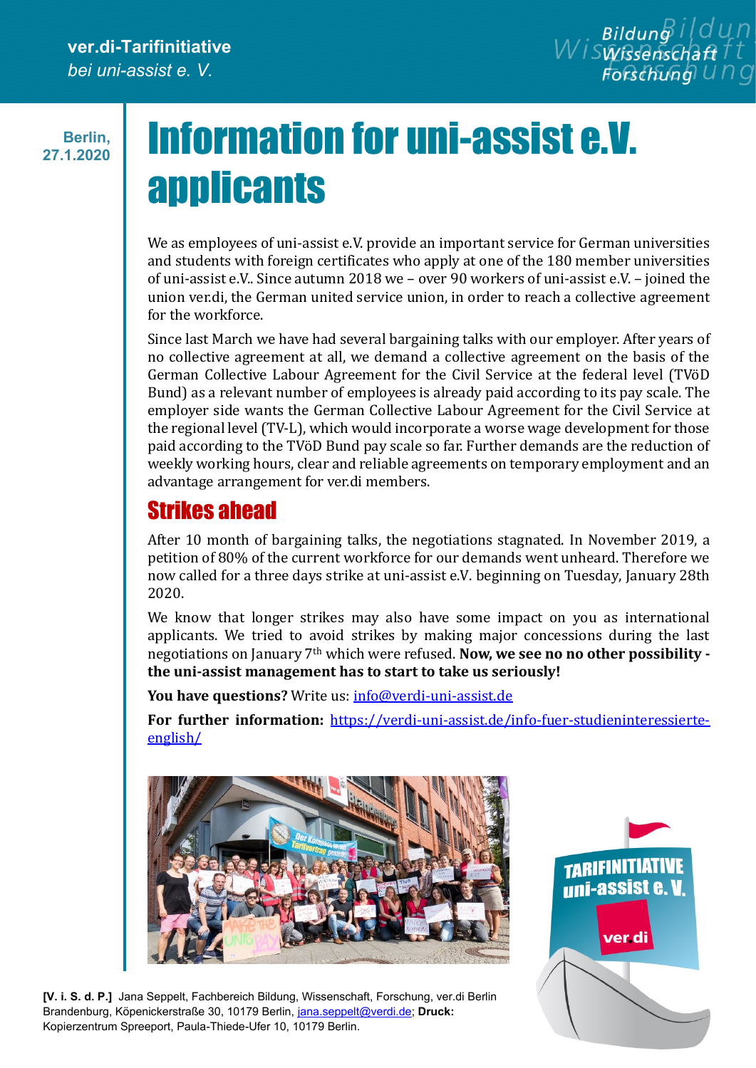**ver.di-Tarifinitiative**
*bei uni-assist e. V.*

Bildung
Wissenschaft
Forschung

Berlin,
27.1.2020

# Information for uni-assist e.V. applicants

We as employees of uni-assist e.V. provide an important service for German universities and students with foreign certificates who apply at one of the 180 member universities of uni-assist e.V.. Since autumn 2018 we – over 90 workers of uni-assist e.V. – joined the union ver.di, the German united service union, in order to reach a collective agreement for the workforce.

Since last March we have had several bargaining talks with our employer. After years of no collective agreement at all, we demand a collective agreement on the basis of the German Collective Labour Agreement for the Civil Service at the federal level (TVöD Bund) as a relevant number of employees is already paid according to its pay scale. The employer side wants the German Collective Labour Agreement for the Civil Service at the regional level (TV-L), which would incorporate a worse wage development for those paid according to the TVöD Bund pay scale so far. Further demands are the reduction of weekly working hours, clear and reliable agreements on temporary employment and an advantage arrangement for ver.di members.

## Strikes ahead

After 10 month of bargaining talks, the negotiations stagnated. In November 2019, a petition of 80% of the current workforce for our demands went unheard. Therefore we now called for a three days strike at uni-assist e.V. beginning on Tuesday, January 28th 2020.

We know that longer strikes may also have some impact on you as international applicants. We tried to avoid strikes by making major concessions during the last negotiations on January 7th which were refused. **Now, we see no no other possibility - the uni-assist management has to start to take us seriously!**

**You have questions?** Write us: info@verdi-uni-assist.de

**For further information:** https://verdi-uni-assist.de/info-fuer-studieninteressierte-english/

TARIFINITIATIVE uni-assist e. V.
ver.di

**[V. i. S. d. P.]** Jana Seppelt, Fachbereich Bildung, Wissenschaft, Forschung, ver.di Berlin Brandenburg, Köpenickerstraße 30, 10179 Berlin, jana.seppelt@verdi.de; **Druck:** Kopierzentrum Spreeport, Paula-Thiede-Ufer 10, 10179 Berlin.